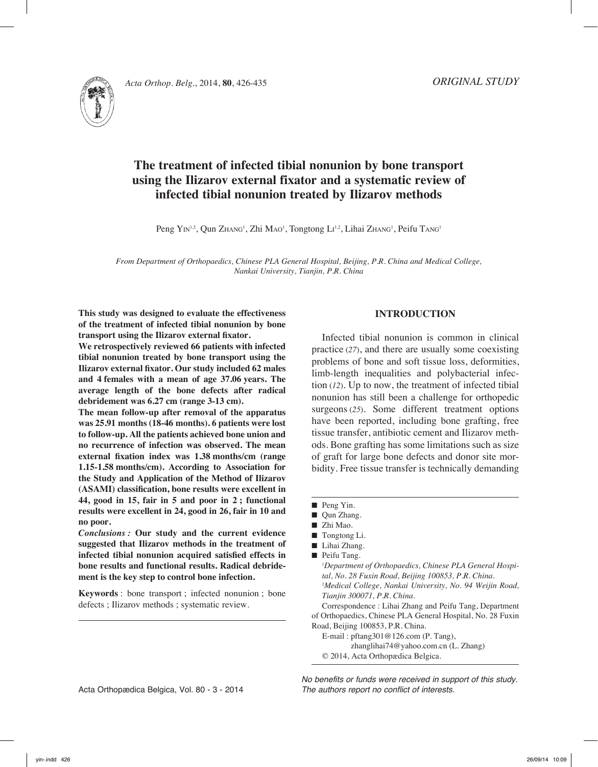ORIGINAL STUDY

# The treatment of infected tibial nonunion by bone transport using the Ilizarov external fixator and a systematic review of infected tibial nonunion treated by Ilizarov methods

Peng Yin[1,2], Qun Zhang[1], Zhi Mao[1], Tongtong Li[1,2], Lihai Zhang[1], Peifu Tang[1]

*From Department of Orthopaedics, Chinese PLA General Hospital, Beijing, P.R. China and Medical College, Nankai University, Tianjin, P.R. China*

**This study was designed to evaluate the effectiveness of the treatment of infected tibial nonunion by bone transport using the Ilizarov external fixator.**

**We retrospectively reviewed 66 patients with infected tibial nonunion treated by bone transport using the Ilizarov external fixator. Our study included 62 males and 4 females with a mean of age 37.06 years. The average length of the bone defects after radical debridement was 6.27 cm (range 3-13 cm).**

**The mean follow-up after removal of the apparatus was 25.91 months (18-46 months). 6 patients were lost to follow-up. All the patients achieved bone union and no recurrence of infection was observed. The mean external fixation index was 1.38 months/cm (range 1.15-1.58 months/cm). According to Association for the Study and Application of the Method of Ilizarov (ASAMI) classification, bone results were excellent in 44, good in 15, fair in 5 and poor in 2 ; functional results were excellent in 24, good in 26, fair in 10 and no poor.**

***Conclusions :*** **Our study and the current evidence suggested that Ilizarov methods in the treatment of infected tibial nonunion acquired satisfied effects in bone results and functional results. Radical debridement is the key step to control bone infection.**

**Keywords** : bone transport ; infected nonunion ; bone defects ; Ilizarov methods ; systematic review.

## INTRODUCTION

Infected tibial nonunion is common in clinical practice (*27*), and there are usually some coexisting problems of bone and soft tissue loss, deformities, limb-length inequalities and polybacterial infection (*12*). Up to now, the treatment of infected tibial nonunion has still been a challenge for orthopedic surgeons (*25*). Some different treatment options have been reported, including bone grafting, free tissue transfer, antibiotic cement and Ilizarov methods. Bone grafting has some limitations such as size of graft for large bone defects and donor site morbidity. Free tissue transfer is technically demanding

- Peng Yin.
- Qun Zhang.
- Zhi Mao.
- Tongtong Li.
- Lihai Zhang.
- Peifu Tang.

[1]*Department of Orthopaedics, Chinese PLA General Hospital, No. 28 Fuxin Road, Beijing 100853, P.R. China.*
[2]*Medical College, Nankai University, No. 94 Weijin Road, Tianjin 300071, P.R. China.*

Correspondence : Lihai Zhang and Peifu Tang, Department of Orthopaedics, Chinese PLA General Hospital, No. 28 Fuxin Road, Beijing 100853, P.R. China.

E-mail : pftang301@126.com (P. Tang), zhanglihai74@yahoo.com.cn (L. Zhang)

© 2014, Acta Orthopædica Belgica.

*No benefits or funds were received in support of this study. The authors report no conflict of interests.*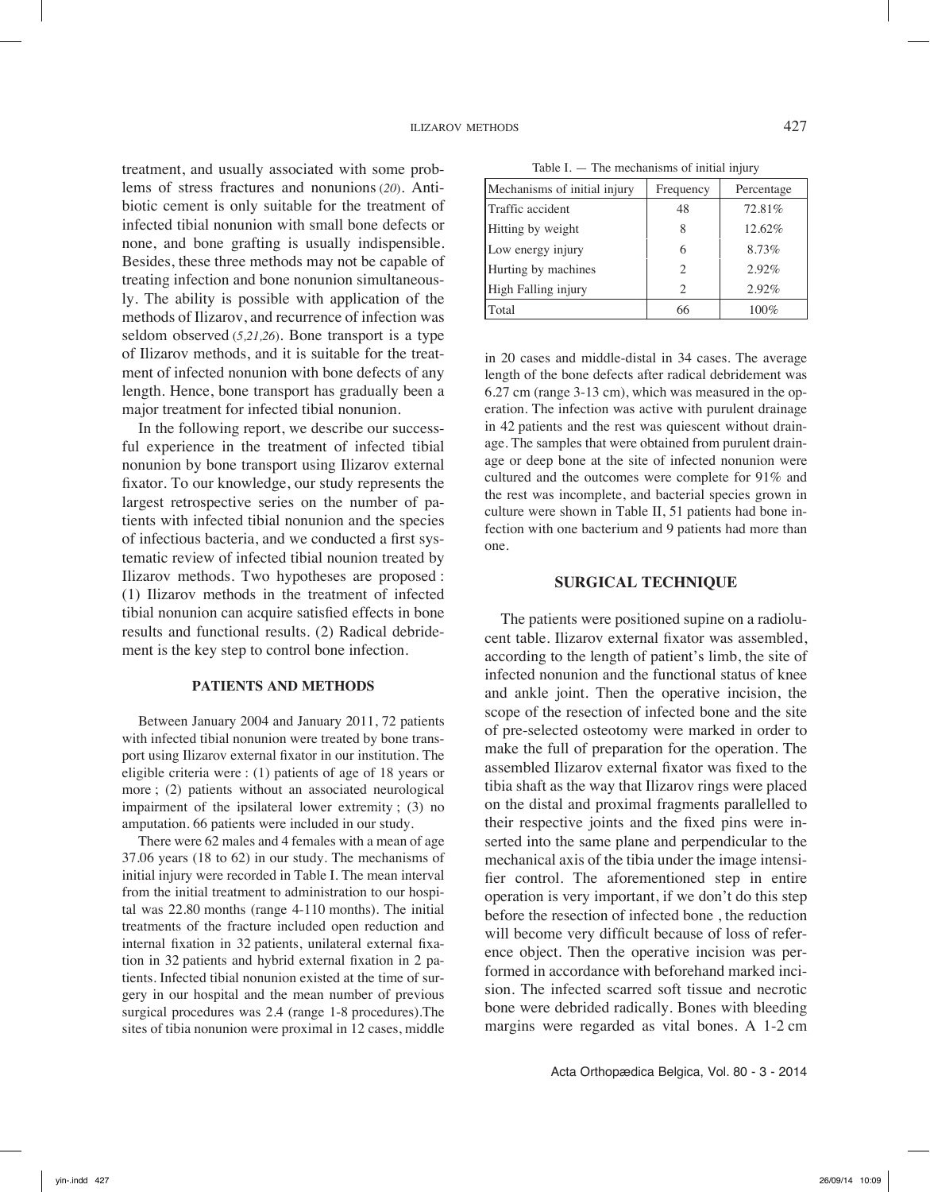treatment, and usually associated with some problems of stress fractures and nonunions (20). Antibiotic cement is only suitable for the treatment of infected tibial nonunion with small bone defects or none, and bone grafting is usually indispensible. Besides, these three methods may not be capable of treating infection and bone nonunion simultaneously. The ability is possible with application of the methods of Ilizarov, and recurrence of infection was seldom observed (5,21,26). Bone transport is a type of Ilizarov methods, and it is suitable for the treatment of infected nonunion with bone defects of any length. Hence, bone transport has gradually been a major treatment for infected tibial nonunion.

In the following report, we describe our successful experience in the treatment of infected tibial nonunion by bone transport using Ilizarov external fixator. To our knowledge, our study represents the largest retrospective series on the number of patients with infected tibial nonunion and the species of infectious bacteria, and we conducted a first systematic review of infected tibial nounion treated by Ilizarov methods. Two hypotheses are proposed : (1) Ilizarov methods in the treatment of infected tibial nonunion can acquire satisfied effects in bone results and functional results. (2) Radical debridement is the key step to control bone infection.

## PATIENTS AND METHODS

Between January 2004 and January 2011, 72 patients with infected tibial nonunion were treated by bone transport using Ilizarov external fixator in our institution. The eligible criteria were : (1) patients of age of 18 years or more ; (2) patients without an associated neurological impairment of the ipsilateral lower extremity ; (3) no amputation. 66 patients were included in our study.

There were 62 males and 4 females with a mean of age 37.06 years (18 to 62) in our study. The mechanisms of initial injury were recorded in Table I. The mean interval from the initial treatment to administration to our hospital was 22.80 months (range 4-110 months). The initial treatments of the fracture included open reduction and internal fixation in 32 patients, unilateral external fixation in 32 patients and hybrid external fixation in 2 patients. Infected tibial nonunion existed at the time of surgery in our hospital and the mean number of previous surgical procedures was 2.4 (range 1-8 procedures).The sites of tibia nonunion were proximal in 12 cases, middle in 20 cases and middle-distal in 34 cases. The average length of the bone defects after radical debridement was 6.27 cm (range 3-13 cm), which was measured in the operation. The infection was active with purulent drainage in 42 patients and the rest was quiescent without drainage. The samples that were obtained from purulent drainage or deep bone at the site of infected nonunion were cultured and the outcomes were complete for 91% and the rest was incomplete, and bacterial species grown in culture were shown in Table II, 51 patients had bone infection with one bacterium and 9 patients had more than one.

Table I. — The mechanisms of initial injury

| Mechanisms of initial injury | Frequency | Percentage |
|---|---|---|
| Traffic accident | 48 | 72.81% |
| Hitting by weight | 8 | 12.62% |
| Low energy injury | 6 | 8.73% |
| Hurting by machines | 2 | 2.92% |
| High Falling injury | 2 | 2.92% |
| Total | 66 | 100% |

## SURGICAL TECHNIQUE

The patients were positioned supine on a radiolucent table. Ilizarov external fixator was assembled, according to the length of patient's limb, the site of infected nonunion and the functional status of knee and ankle joint. Then the operative incision, the scope of the resection of infected bone and the site of pre-selected osteotomy were marked in order to make the full of preparation for the operation. The assembled Ilizarov external fixator was fixed to the tibia shaft as the way that Ilizarov rings were placed on the distal and proximal fragments parallelled to their respective joints and the fixed pins were inserted into the same plane and perpendicular to the mechanical axis of the tibia under the image intensifier control. The aforementioned step in entire operation is very important, if we don't do this step before the resection of infected bone , the reduction will become very difficult because of loss of reference object. Then the operative incision was performed in accordance with beforehand marked incision. The infected scarred soft tissue and necrotic bone were debrided radically. Bones with bleeding margins were regarded as vital bones. A 1-2 cm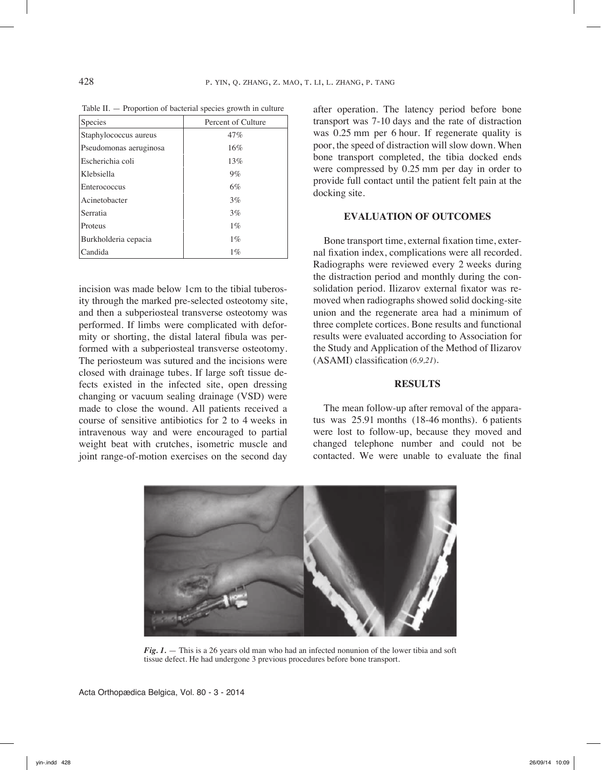Table II. — Proportion of bacterial species growth in culture

| Species | Percent of Culture |
| --- | --- |
| Staphylococcus aureus | 47% |
| Pseudomonas aeruginosa | 16% |
| Escherichia coli | 13% |
| Klebsiella | 9% |
| Enterococcus | 6% |
| Acinetobacter | 3% |
| Serratia | 3% |
| Proteus | 1% |
| Burkholderia cepacia | 1% |
| Candida | 1% |

incision was made below 1cm to the tibial tuberosity through the marked pre-selected osteotomy site, and then a subperiosteal transverse osteotomy was performed. If limbs were complicated with deformity or shorting, the distal lateral fibula was performed with a subperiosteal transverse osteotomy. The periosteum was sutured and the incisions were closed with drainage tubes. If large soft tissue defects existed in the infected site, open dressing changing or vacuum sealing drainage (VSD) were made to close the wound. All patients received a course of sensitive antibiotics for 2 to 4 weeks in intravenous way and were encouraged to partial weight beat with crutches, isometric muscle and joint range-of-motion exercises on the second day after operation. The latency period before bone transport was 7-10 days and the rate of distraction was 0.25 mm per 6 hour. If regenerate quality is poor, the speed of distraction will slow down. When bone transport completed, the tibia docked ends were compressed by 0.25 mm per day in order to provide full contact until the patient felt pain at the docking site.

## EVALUATION OF OUTCOMES

Bone transport time, external fixation time, external fixation index, complications were all recorded. Radiographs were reviewed every 2 weeks during the distraction period and monthly during the consolidation period. Ilizarov external fixator was removed when radiographs showed solid docking-site union and the regenerate area had a minimum of three complete cortices. Bone results and functional results were evaluated according to Association for the Study and Application of the Method of Ilizarov (ASAMI) classification (*6,9,21*).

## RESULTS

The mean follow-up after removal of the apparatus was 25.91 months (18-46 months). 6 patients were lost to follow-up, because they moved and changed telephone number and could not be contacted. We were unable to evaluate the final

***Fig. 1.*** — This is a 26 years old man who had an infected nonunion of the lower tibia and soft tissue defect. He had undergone 3 previous procedures before bone transport.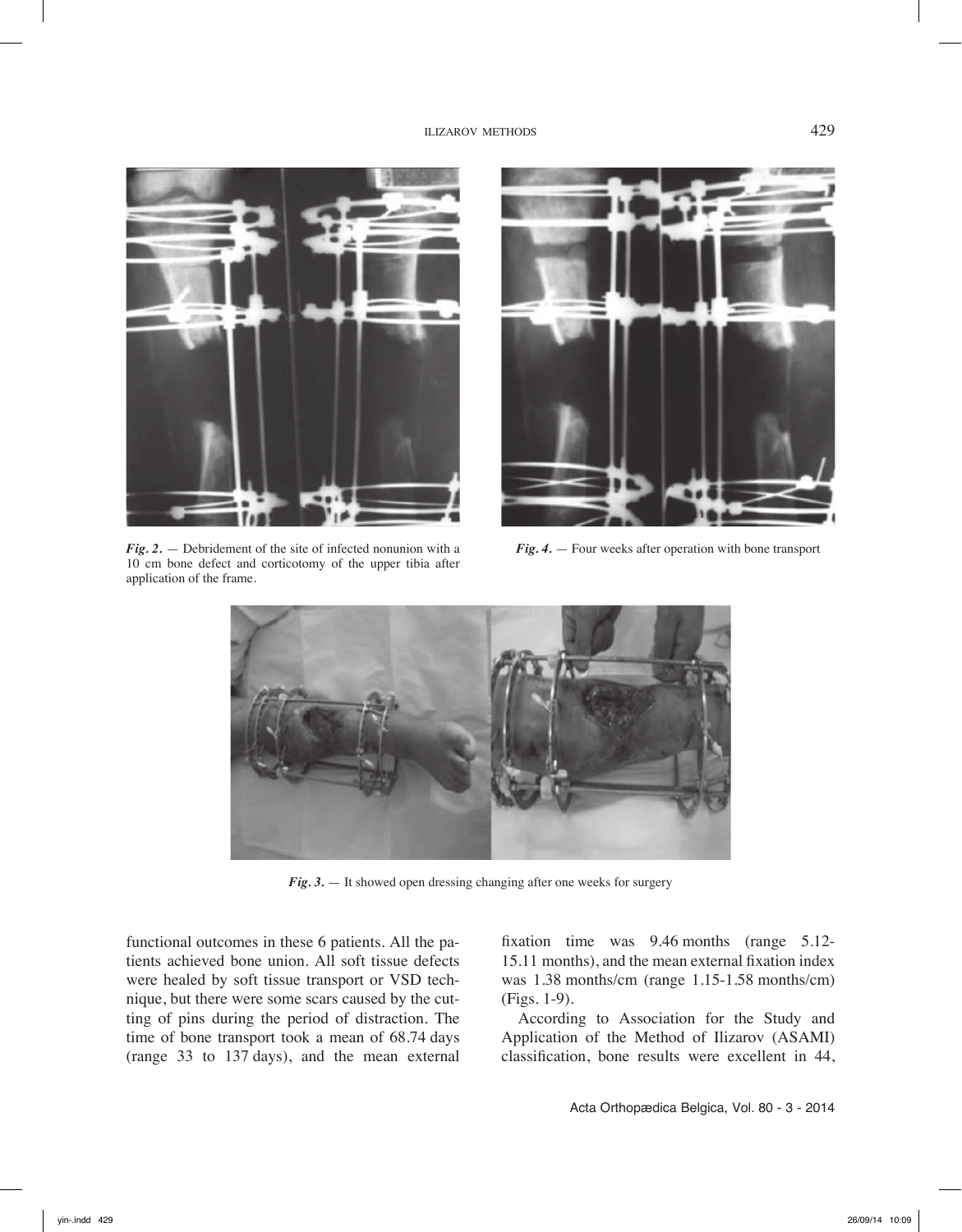*Fig. 2.* — Debridement of the site of infected nonunion with a 10 cm bone defect and corticotomy of the upper tibia after application of the frame.

*Fig. 4.* — Four weeks after operation with bone transport

*Fig. 3.* — It showed open dressing changing after one weeks for surgery

functional outcomes in these 6 patients. All the patients achieved bone union. All soft tissue defects were healed by soft tissue transport or VSD technique, but there were some scars caused by the cutting of pins during the period of distraction. The time of bone transport took a mean of 68.74 days (range 33 to 137 days), and the mean external fixation time was 9.46 months (range 5.12-15.11 months), and the mean external fixation index was 1.38 months/cm (range 1.15-1.58 months/cm) (Figs. 1-9).

According to Association for the Study and Application of the Method of Ilizarov (ASAMI) classification, bone results were excellent in 44,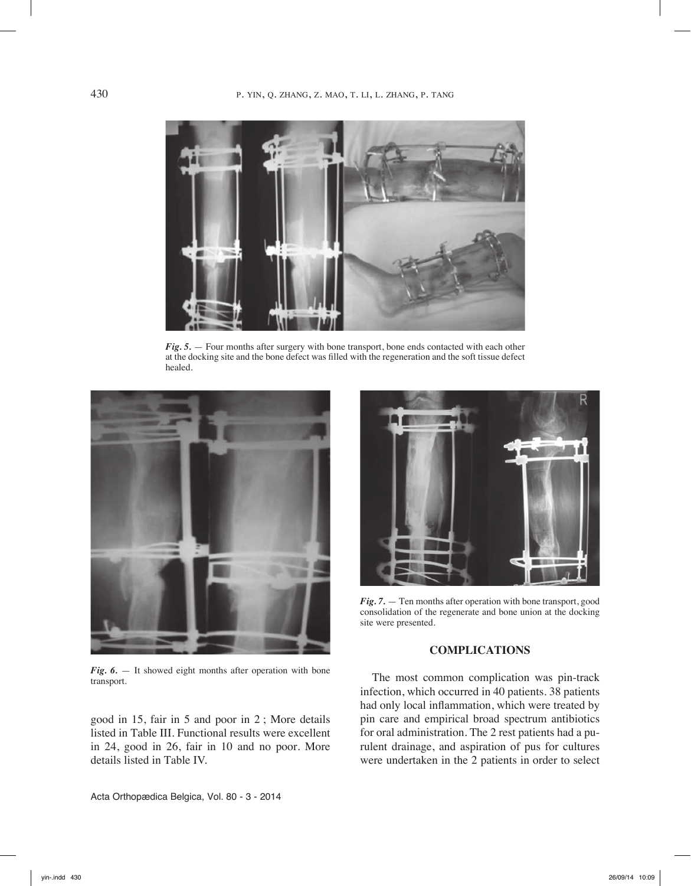*Fig. 5.* — Four months after surgery with bone transport, bone ends contacted with each other at the docking site and the bone defect was filled with the regeneration and the soft tissue defect healed.

*Fig. 6.* — It showed eight months after operation with bone transport.

*Fig. 7.* — Ten months after operation with bone transport, good consolidation of the regenerate and bone union at the docking site were presented.

good in 15, fair in 5 and poor in 2 ; More details listed in Table III. Functional results were excellent in 24, good in 26, fair in 10 and no poor. More details listed in Table IV.

## COMPLICATIONS

The most common complication was pin-track infection, which occurred in 40 patients. 38 patients had only local inflammation, which were treated by pin care and empirical broad spectrum antibiotics for oral administration. The 2 rest patients had a purulent drainage, and aspiration of pus for cultures were undertaken in the 2 patients in order to select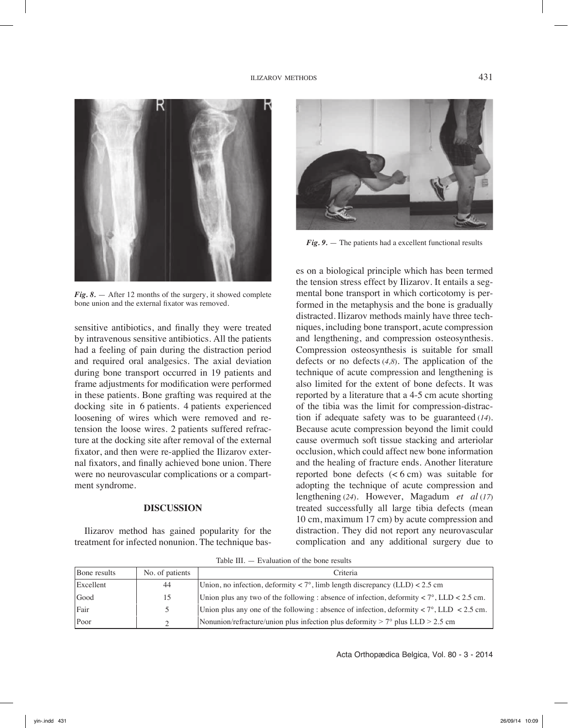*Fig. 8.* — After 12 months of the surgery, it showed complete bone union and the external fixator was removed.

*Fig. 9.* — The patients had a excellent functional results

sensitive antibiotics, and finally they were treated by intravenous sensitive antibiotics. All the patients had a feeling of pain during the distraction period and required oral analgesics. The axial deviation during bone transport occurred in 19 patients and frame adjustments for modification were performed in these patients. Bone grafting was required at the docking site in 6 patients. 4 patients experienced loosening of wires which were removed and re-tension the loose wires. 2 patients suffered refracture at the docking site after removal of the external fixator, and then were re-applied the Ilizarov external fixators, and finally achieved bone union. There were no neurovascular complications or a compartment syndrome.

## DISCUSSION

Ilizarov method has gained popularity for the treatment for infected nonunion. The technique bases on a biological principle which has been termed the tension stress effect by Ilizarov. It entails a segmental bone transport in which corticotomy is performed in the metaphysis and the bone is gradually distracted. Ilizarov methods mainly have three techniques, including bone transport, acute compression and lengthening, and compression osteosynthesis. Compression osteosynthesis is suitable for small defects or no defects (4,8). The application of the technique of acute compression and lengthening is also limited for the extent of bone defects. It was reported by a literature that a 4-5 cm acute shorting of the tibia was the limit for compression-distraction if adequate safety was to be guaranteed (14). Because acute compression beyond the limit could cause overmuch soft tissue stacking and arteriolar occlusion, which could affect new bone information and the healing of fracture ends. Another literature reported bone defects (< 6 cm) was suitable for adopting the technique of acute compression and lengthening (24). However, Magadum *et al* (17) treated successfully all large tibia defects (mean 10 cm, maximum 17 cm) by acute compression and distraction. They did not report any neurovascular complication and any additional surgery due to

Table III. — Evaluation of the bone results

| Bone results | No. of patients | Criteria |
|---|---|---|
| Excellent | 44 | Union, no infection, deformity < 7°, limb length discrepancy (LLD) < 2.5 cm |
| Good | 15 | Union plus any two of the following : absence of infection, deformity < 7°, LLD < 2.5 cm. |
| Fair | 5 | Union plus any one of the following : absence of infection, deformity < 7°, LLD < 2.5 cm. |
| Poor | 2 | Nonunion/refracture/union plus infection plus deformity > 7° plus LLD > 2.5 cm |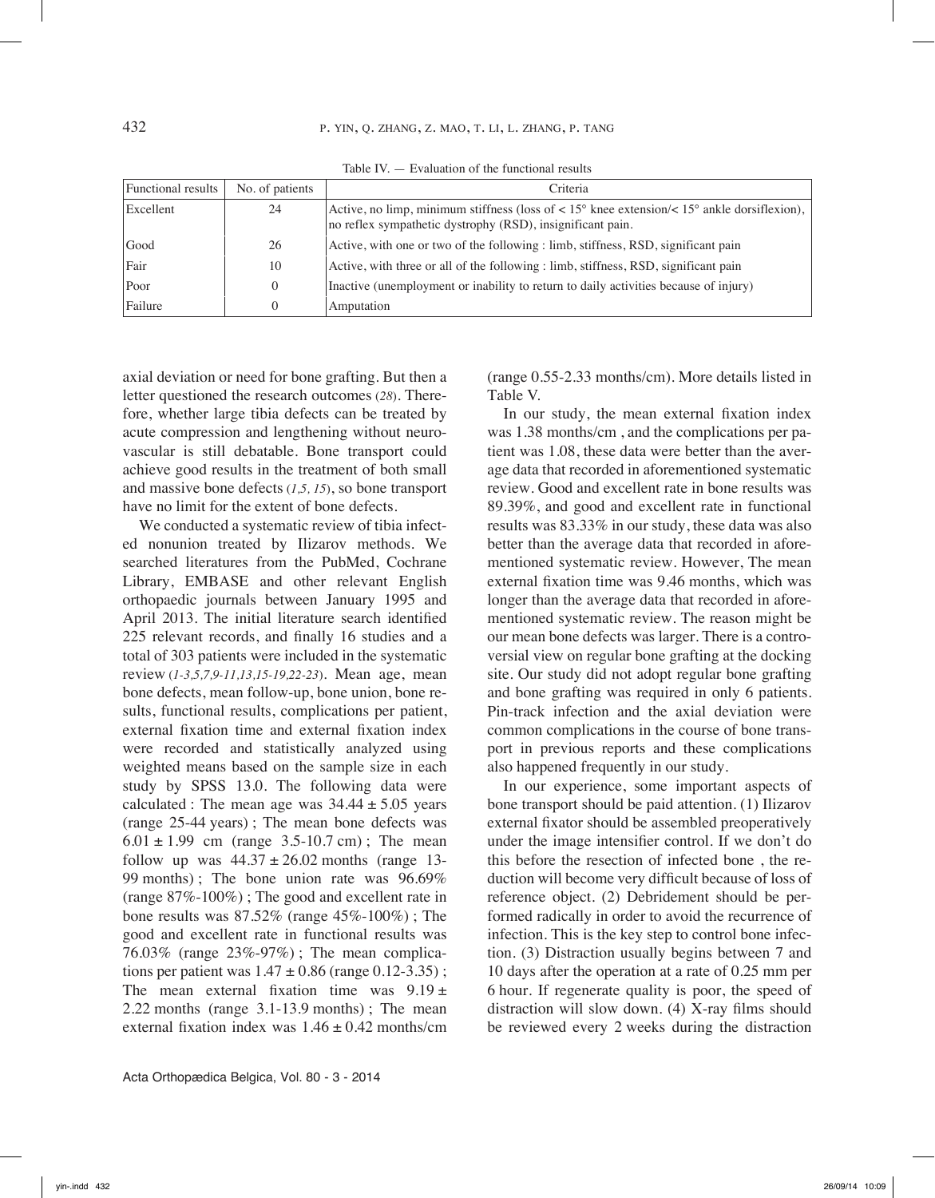Table IV. — Evaluation of the functional results

| Functional results | No. of patients | Criteria |
|---|---|---|
| Excellent | 24 | Active, no limp, minimum stiffness (loss of < 15° knee extension/< 15° ankle dorsiflexion), no reflex sympathetic dystrophy (RSD), insignificant pain. |
| Good | 26 | Active, with one or two of the following : limb, stiffness, RSD, significant pain |
| Fair | 10 | Active, with three or all of the following : limb, stiffness, RSD, significant pain |
| Poor | 0 | Inactive (unemployment or inability to return to daily activities because of injury) |
| Failure | 0 | Amputation |

axial deviation or need for bone grafting. But then a letter questioned the research outcomes (*28*). Therefore, whether large tibia defects can be treated by acute compression and lengthening without neurovascular is still debatable. Bone transport could achieve good results in the treatment of both small and massive bone defects (*1,5, 15*), so bone transport have no limit for the extent of bone defects.

We conducted a systematic review of tibia infected nonunion treated by Ilizarov methods. We searched literatures from the PubMed, Cochrane Library, EMBASE and other relevant English orthopaedic journals between January 1995 and April 2013. The initial literature search identified 225 relevant records, and finally 16 studies and a total of 303 patients were included in the systematic review (*1-3,5,7,9-11,13,15-19,22-23*). Mean age, mean bone defects, mean follow-up, bone union, bone results, functional results, complications per patient, external fixation time and external fixation index were recorded and statistically analyzed using weighted means based on the sample size in each study by SPSS 13.0. The following data were calculated : The mean age was $34.44 \pm 5.05$ years (range 25-44 years) ; The mean bone defects was $6.01 \pm 1.99$ cm (range 3.5-10.7 cm) ; The mean follow up was $44.37 \pm 26.02$ months (range 13-99 months) ; The bone union rate was 96.69% (range 87%-100%) ; The good and excellent rate in bone results was 87.52% (range 45%-100%) ; The good and excellent rate in functional results was 76.03% (range 23%-97%) ; The mean complications per patient was $1.47 \pm 0.86$ (range 0.12-3.35) ; The mean external fixation time was $9.19 \pm 2.22$ months (range 3.1-13.9 months) ; The mean external fixation index was $1.46 \pm 0.42$ months/cm (range 0.55-2.33 months/cm). More details listed in Table V.

In our study, the mean external fixation index was 1.38 months/cm , and the complications per patient was 1.08, these data were better than the average data that recorded in aforementioned systematic review. Good and excellent rate in bone results was 89.39%, and good and excellent rate in functional results was 83.33% in our study, these data was also better than the average data that recorded in aforementioned systematic review. However, The mean external fixation time was 9.46 months, which was longer than the average data that recorded in aforementioned systematic review. The reason might be our mean bone defects was larger. There is a controversial view on regular bone grafting at the docking site. Our study did not adopt regular bone grafting and bone grafting was required in only 6 patients. Pin-track infection and the axial deviation were common complications in the course of bone transport in previous reports and these complications also happened frequently in our study.

In our experience, some important aspects of bone transport should be paid attention. (1) Ilizarov external fixator should be assembled preoperatively under the image intensifier control. If we don't do this before the resection of infected bone , the reduction will become very difficult because of loss of reference object. (2) Debridement should be performed radically in order to avoid the recurrence of infection. This is the key step to control bone infection. (3) Distraction usually begins between 7 and 10 days after the operation at a rate of 0.25 mm per 6 hour. If regenerate quality is poor, the speed of distraction will slow down. (4) X-ray films should be reviewed every 2 weeks during the distraction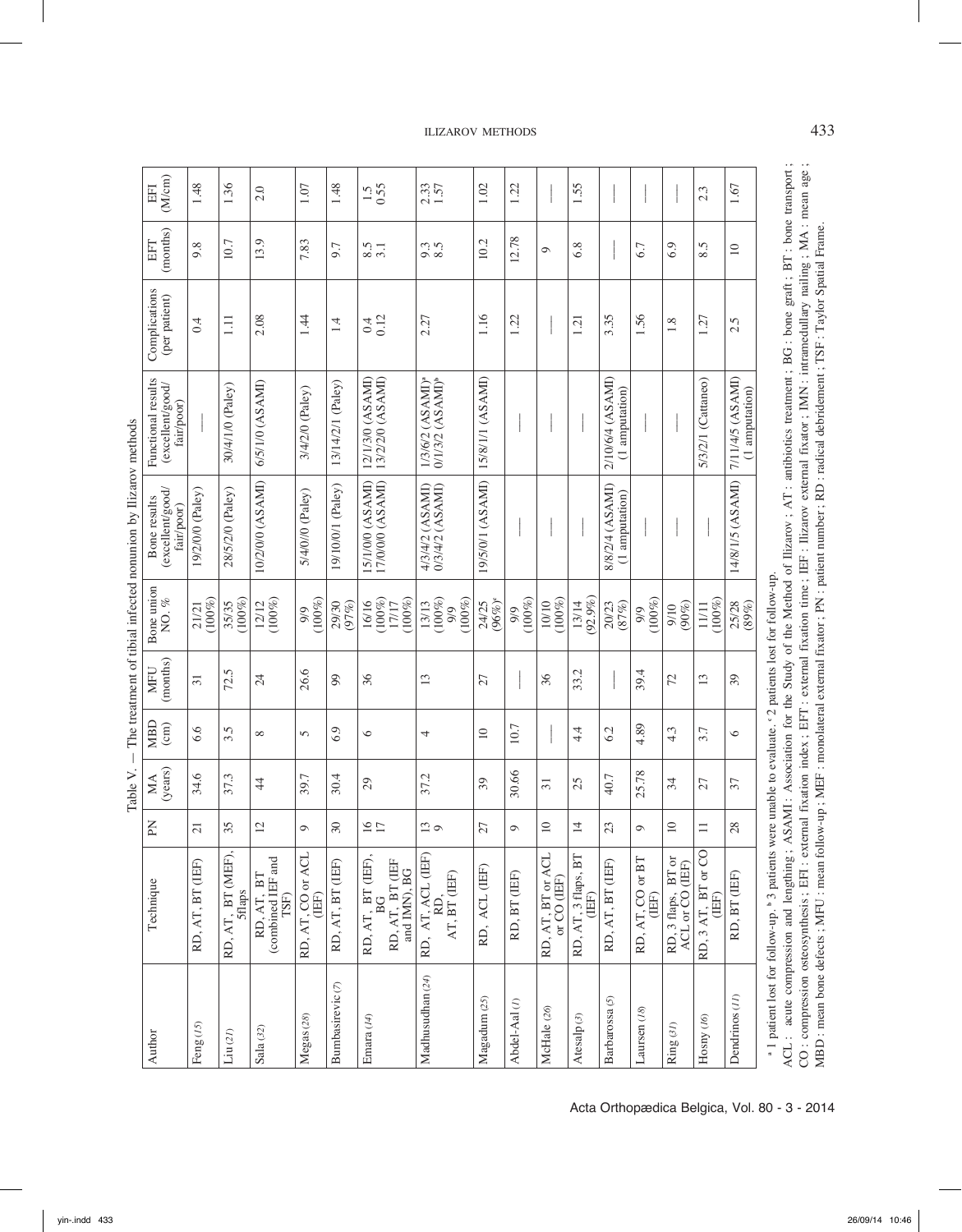Table V. — The treatment of tibial infected nonunion by Ilizarov methods

| Author | Technique | PN | MA (years) | MBD (cm) | MFU (months) | Bone union NO. % | Bone results (excellent/good/fair/poor) | Functional results (excellent/good/fair/poor) | Complications (per patient) | EFT (months) | EFI (M/cm) |
|---|---|---|---|---|---|---|---|---|---|---|---|
| Feng (15) | RD, AT, BT (IEF) | 21 | 34.6 | 6.6 | 31 | 21/21 (100%) | 19/2/0/0 (Paley) | — | 0.4 | 9.8 | 1.48 |
| Liu (21) | RD, AT, BT (MEF), 5flaps | 35 | 37.3 | 3.5 | 72.5 | 35/35 (100%) | 28/5/2/0 (Paley) | 30/4/1/0 (Paley) | 1.11 | 10.7 | 1.36 |
| Sala (32) | RD, AT, BT (combined IEF and TSF) | 12 | 44 | 8 | 24 | 12/12 (100%) | 10/2/0/0 (ASAMI) | 6/5/1/0 (ASAMI) | 2.08 | 13.9 | 2.0 |
| Megas (28) | RD, AT, CO or ACL (IEF) | 9 | 39.7 | 5 | 26.6 | 9/9 (100%) | 5/4/0/0 (Paley) | 3/4/2/0 (Paley) | 1.44 | 7.83 | 1.07 |
| Bumbasirevic (7) | RD, AT, BT (IEF) | 30 | 30.4 | 6.9 | 99 | 29/30 (97%) | 19/10/0/1 (Paley) | 13/14/2/1 (Paley) | 1.4 | 9.7 | 1.48 |
| Emara (14) | RD, AT, BT (IEF), BG<br>RD, AT, BT (IEF and IMN), BG | 16<br>17 | 29 | 6 | 36 | 16/16 (100%)<br>17/17 (100%) | 15/1/0/0 (ASAMI)<br>17/0/0/0 (ASAMI) | 12/1/3/0 (ASAMI)<br>13/2/2/0 (ASAMI) | 0.4<br>0.12 | 8.5<br>3.1 | 1.5<br>0.55 |
| Madhusudhan (24) | RD, AT, ACL (IEF)<br>RD, AT, BT (IEF) | 13<br>9 | 37.2 | 4 | 13 | 13/13 (100%)<br>9/9 (100%) | 4/3/4/2 (ASAMI)<br>0/3/4/2 (ASAMI) | 1/3/6/2 (ASAMI)[a]<br>0/1/3/2 (ASAMI)[b] | 2.27 | 9.3<br>8.5 | 2.33<br>1.57 |
| Magadum (25) | RD, ACL (IEF) | 27 | 39 | 10 | 27 | 24/25 (96%)[c] | 19/5/0/1 (ASAMI) | 15/8/1/1 (ASAMI) | 1.16 | 10.2 | 1.02 |
| Abdel-Aal (1) | RD, BT (IEF) | 9 | 30.66 | 10.7 | — | 9/9 (100%) | — | — | 1.22 | 12.78 | 1.22 |
| McHale (26) | RD, AT, BT or ACL or CO (IEF) | 10 | 31 | — | 36 | 10/10 (100%) | — | — | — | 9 | — |
| Atesalp (3) | RD, AT, 3 flaps, BT (IEF) | 14 | 25 | 4.4 | 33.2 | 13/14 (92.9%) | — | — | 1.21 | 6.8 | 1.55 |
| Barbarossa (5) | RD, AT, BT (IEF) | 23 | 40.7 | 6.2 | — | 20/23 (87%) | 8/8/2/4 (ASAMI) (1 amputation) | 2/10/6/4 (ASAMI) (1 amputation) | 3.35 | — | — |
| Laursen (18) | RD, AT, CO or BT (IEF) | 9 | 25.78 | 4.89 | 39.4 | 9/9 (100%) | — | — | 1.56 | 6.7 | — |
| Ring (31) | RD, 3 flaps, BT or ACL or CO (IEF) | 10 | 34 | 4.3 | 72 | 9/10 (90%) | — | — | 1.8 | 6.9 | — |
| Hosny (16) | RD, 3 AT, BT or CO (IEF) | 11 | 27 | 3.7 | 13 | 11/11 (100%) | — | 5/3/2/1 (Cattaneo) | 1.27 | 8.5 | 2.3 |
| Dendrinos (11) | RD, BT (IEF) | 28 | 37 | 6 | 39 | 25/28 (89%) | 14/8/1/5 (ASAMI) | 7/11/4/5 (ASAMI) (1 amputation) | 2.5 | 10 | 1.67 |

[a] 1 patient lost for follow-up. [b] 3 patients were unable to evaluate. [c] 2 patients lost for follow-up.

ACL : acute compression and lengthing ; ASAMI : Association for the Study of the Method of Ilizarov ; AT : antibiotics treatment ; BG : bone graft ; BT : bone transport ; CO : compression osteosynthesis ; EFI : external fixation index ; EFT : external fixation time ; IEF : Ilizarov external fixator ; IMN : intramedullary nailing ; MA : mean age ; MBD : mean bone defects ; MFU : mean follow-up ; MEF : monolateral external fixator ; PN : patient number ; RD : radical debridement ; TSF : Taylor Spatial Frame.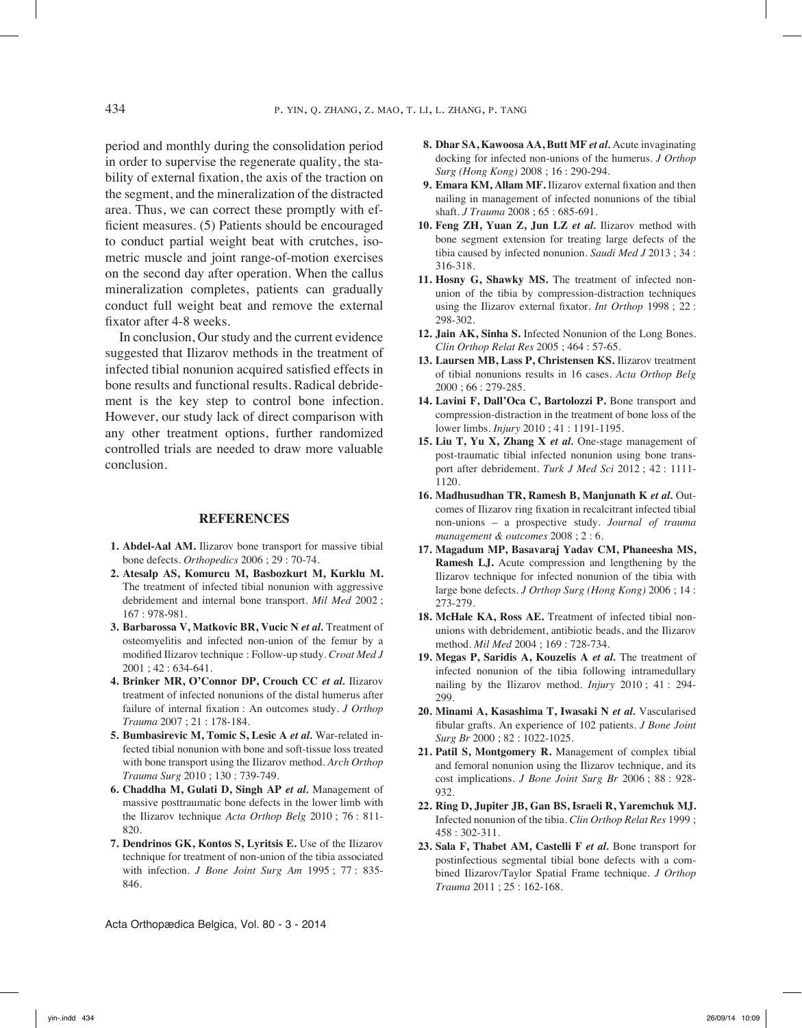period and monthly during the consolidation period in order to supervise the regenerate quality, the stability of external fixation, the axis of the traction on the segment, and the mineralization of the distracted area. Thus, we can correct these promptly with efficient measures. (5) Patients should be encouraged to conduct partial weight beat with crutches, isometric muscle and joint range-of-motion exercises on the second day after operation. When the callus mineralization completes, patients can gradually conduct full weight beat and remove the external fixator after 4-8 weeks.

In conclusion, Our study and the current evidence suggested that Ilizarov methods in the treatment of infected tibial nonunion acquired satisfied effects in bone results and functional results. Radical debridement is the key step to control bone infection. However, our study lack of direct comparison with any other treatment options, further randomized controlled trials are needed to draw more valuable conclusion.

## REFERENCES

1. **Abdel-Aal AM.** Ilizarov bone transport for massive tibial bone defects. *Orthopedics* 2006 ; 29 : 70-74.
2. **Atesalp AS, Komurcu M, Basbozkurt M, Kurklu M.** The treatment of infected tibial nonunion with aggressive debridement and internal bone transport. *Mil Med* 2002 ; 167 : 978-981.
3. **Barbarossa V, Matkovic BR, Vucic N** ***et al.*** Treatment of osteomyelitis and infected non-union of the femur by a modified Ilizarov technique : Follow-up study. *Croat Med J* 2001 ; 42 : 634-641.
4. **Brinker MR, O'Connor DP, Crouch CC** ***et al.*** Ilizarov treatment of infected nonunions of the distal humerus after failure of internal fixation : An outcomes study. *J Orthop Trauma* 2007 ; 21 : 178-184.
5. **Bumbasirevic M, Tomic S, Lesic A** ***et al.*** War-related infected tibial nonunion with bone and soft-tissue loss treated with bone transport using the Ilizarov method. *Arch Orthop Trauma Surg* 2010 ; 130 : 739-749.
6. **Chaddha M, Gulati D, Singh AP** ***et al.*** Management of massive posttraumatic bone defects in the lower limb with the Ilizarov technique *Acta Orthop Belg* 2010 ; 76 : 811-820.
7. **Dendrinos GK, Kontos S, Lyritsis E.** Use of the Ilizarov technique for treatment of non-union of the tibia associated with infection. *J Bone Joint Surg Am* 1995 ; 77 : 835-846.
8. **Dhar SA, Kawoosa AA, Butt MF** ***et al.*** Acute invaginating docking for infected non-unions of the humerus. *J Orthop Surg (Hong Kong)* 2008 ; 16 : 290-294.
9. **Emara KM, Allam MF.** Ilizarov external fixation and then nailing in management of infected nonunions of the tibial shaft. *J Trauma* 2008 ; 65 : 685-691.
10. **Feng ZH, Yuan Z, Jun LZ** ***et al.*** Ilizarov method with bone segment extension for treating large defects of the tibia caused by infected nonunion. *Saudi Med J* 2013 ; 34 : 316-318.
11. **Hosny G, Shawky MS.** The treatment of infected nonunion of the tibia by compression-distraction techniques using the Ilizarov external fixator. *Int Orthop* 1998 ; 22 : 298-302.
12. **Jain AK, Sinha S.** Infected Nonunion of the Long Bones. *Clin Orthop Relat Res* 2005 ; 464 : 57-65.
13. **Laursen MB, Lass P, Christensen KS.** Ilizarov treatment of tibial nonunions results in 16 cases. *Acta Orthop Belg* 2000 ; 66 : 279-285.
14. **Lavini F, Dall'Oca C, Bartolozzi P.** Bone transport and compression-distraction in the treatment of bone loss of the lower limbs. *Injury* 2010 ; 41 : 1191-1195.
15. **Liu T, Yu X, Zhang X** ***et al.*** One-stage management of post-traumatic tibial infected nonunion using bone transport after debridement. *Turk J Med Sci* 2012 ; 42 : 1111-1120.
16. **Madhusudhan TR, Ramesh B, Manjunath K** ***et al.*** Outcomes of Ilizarov ring fixation in recalcitrant infected tibial non-unions – a prospective study. *Journal of trauma management & outcomes* 2008 ; 2 : 6.
17. **Magadum MP, Basavaraj Yadav CM, Phaneesha MS, Ramesh LJ.** Acute compression and lengthening by the Ilizarov technique for infected nonunion of the tibia with large bone defects. *J Orthop Surg (Hong Kong)* 2006 ; 14 : 273-279.
18. **McHale KA, Ross AE.** Treatment of infected tibial nonunions with debridement, antibiotic beads, and the Ilizarov method. *Mil Med* 2004 ; 169 : 728-734.
19. **Megas P, Saridis A, Kouzelis A** ***et al.*** The treatment of infected nonunion of the tibia following intramedullary nailing by the Ilizarov method. *Injury* 2010 ; 41 : 294-299.
20. **Minami A, Kasashima T, Iwasaki N** ***et al.*** Vascularised fibular grafts. An experience of 102 patients. *J Bone Joint Surg Br* 2000 ; 82 : 1022-1025.
21. **Patil S, Montgomery R.** Management of complex tibial and femoral nonunion using the Ilizarov technique, and its cost implications. *J Bone Joint Surg Br* 2006 ; 88 : 928-932.
22. **Ring D, Jupiter JB, Gan BS, Israeli R, Yaremchuk MJ.** Infected nonunion of the tibia. *Clin Orthop Relat Res* 1999 ; 458 : 302-311.
23. **Sala F, Thabet AM, Castelli F** ***et al.*** Bone transport for postinfectious segmental tibial bone defects with a combined Ilizarov/Taylor Spatial Frame technique. *J Orthop Trauma* 2011 ; 25 : 162-168.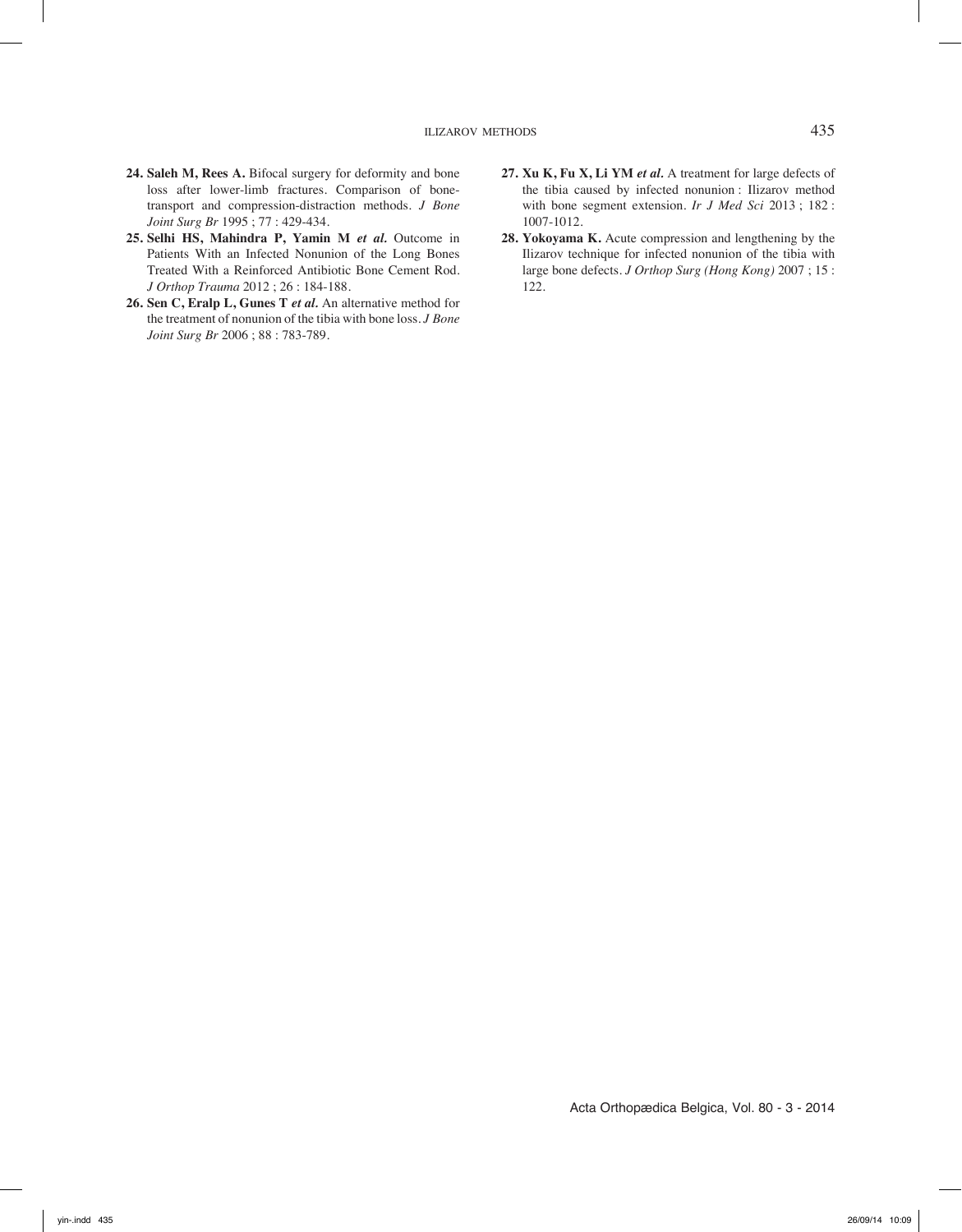24. **Saleh M, Rees A.** Bifocal surgery for deformity and bone loss after lower-limb fractures. Comparison of bone-transport and compression-distraction methods. *J Bone Joint Surg Br* 1995 ; 77 : 429-434.
25. **Selhi HS, Mahindra P, Yamin M *et al.*** Outcome in Patients With an Infected Nonunion of the Long Bones Treated With a Reinforced Antibiotic Bone Cement Rod. *J Orthop Trauma* 2012 ; 26 : 184-188.
26. **Sen C, Eralp L, Gunes T *et al.*** An alternative method for the treatment of nonunion of the tibia with bone loss. *J Bone Joint Surg Br* 2006 ; 88 : 783-789.
27. **Xu K, Fu X, Li YM *et al.*** A treatment for large defects of the tibia caused by infected nonunion : Ilizarov method with bone segment extension. *Ir J Med Sci* 2013 ; 182 : 1007-1012.
28. **Yokoyama K.** Acute compression and lengthening by the Ilizarov technique for infected nonunion of the tibia with large bone defects. *J Orthop Surg (Hong Kong)* 2007 ; 15 : 122.